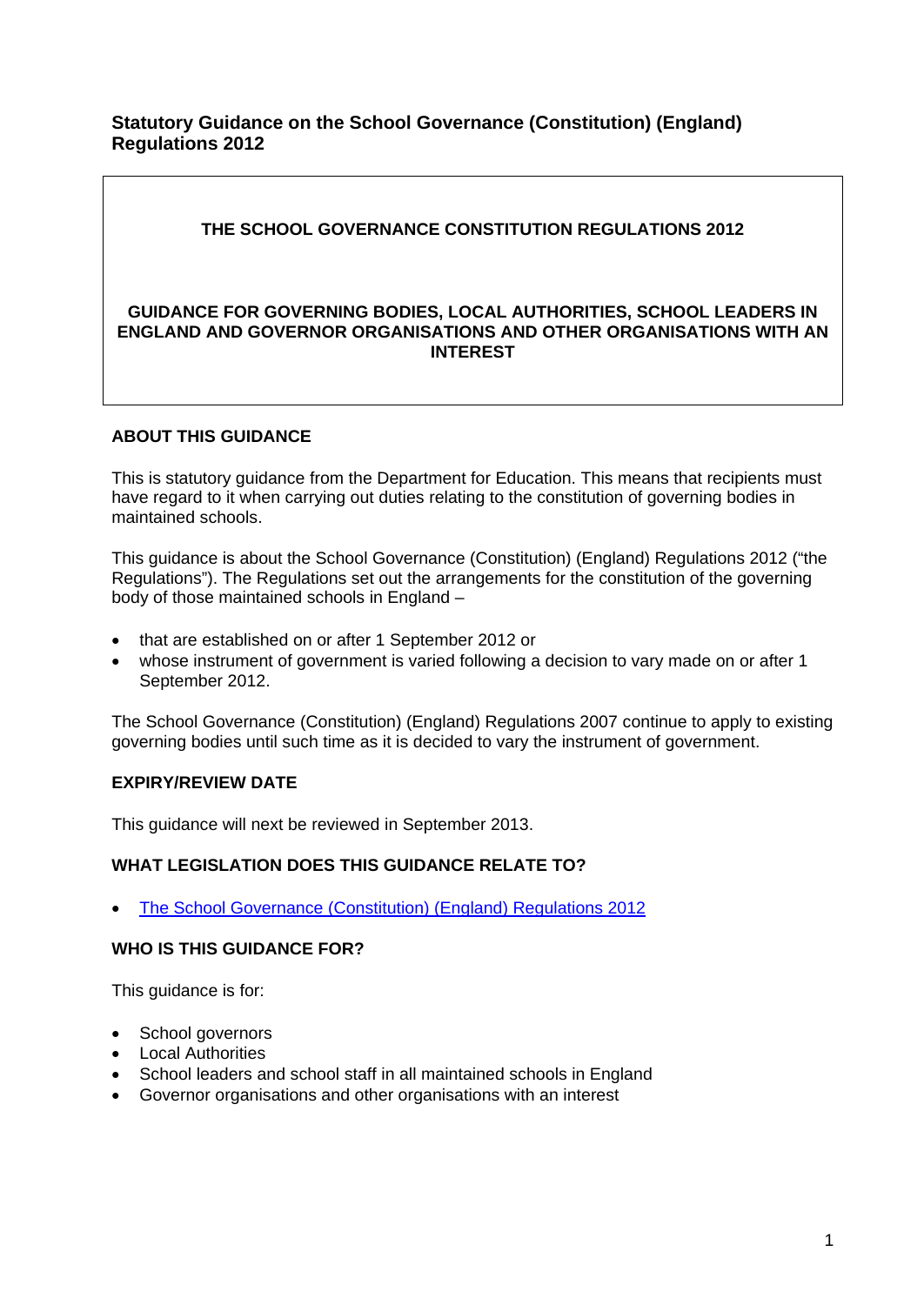# Statutory Guidance on the School Governance (Constitution) (England) Regulations 2012

**THE SCHOOL GOVERNANCE CONSTITUTION REGULATIONS 2012**

**GUIDANCE FOR GOVERNING BODIES, LOCAL AUTHORITIES, SCHOOL LEADERS IN ENGLAND AND GOVERNOR ORGANISATIONS AND OTHER ORGANISATIONS WITH AN INTEREST**

## ABOUT THIS GUIDANCE

This is statutory guidance from the Department for Education. This means that recipients must have regard to it when carrying out duties relating to the constitution of governing bodies in maintained schools.

This guidance is about the School Governance (Constitution) (England) Regulations 2012 ("the Regulations"). The Regulations set out the arrangements for the constitution of the governing body of those maintained schools in England –

- that are established on or after 1 September 2012 or
- whose instrument of government is varied following a decision to vary made on or after 1 September 2012.

The School Governance (Constitution) (England) Regulations 2007 continue to apply to existing governing bodies until such time as it is decided to vary the instrument of government.

## EXPIRY/REVIEW DATE

This guidance will next be reviewed in September 2013.

## WHAT LEGISLATION DOES THIS GUIDANCE RELATE TO?

- The School Governance (Constitution) (England) Regulations 2012

## WHO IS THIS GUIDANCE FOR?

This guidance is for:

- School governors
- Local Authorities
- School leaders and school staff in all maintained schools in England
- Governor organisations and other organisations with an interest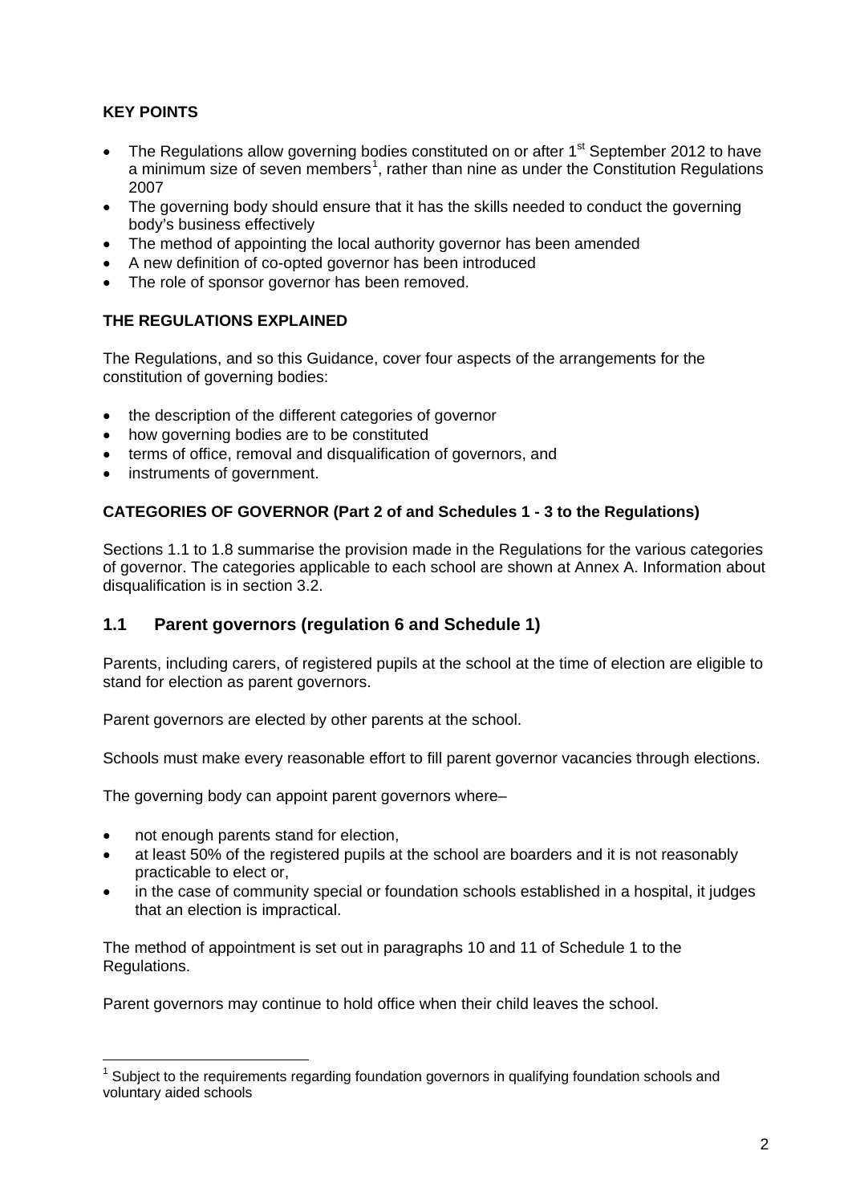**KEY POINTS**

- The Regulations allow governing bodies constituted on or after 1st September 2012 to have a minimum size of seven members[1], rather than nine as under the Constitution Regulations 2007
- The governing body should ensure that it has the skills needed to conduct the governing body's business effectively
- The method of appointing the local authority governor has been amended
- A new definition of co-opted governor has been introduced
- The role of sponsor governor has been removed.

**THE REGULATIONS EXPLAINED**

The Regulations, and so this Guidance, cover four aspects of the arrangements for the constitution of governing bodies:

- the description of the different categories of governor
- how governing bodies are to be constituted
- terms of office, removal and disqualification of governors, and
- instruments of government.

**CATEGORIES OF GOVERNOR (Part 2 of and Schedules 1 - 3 to the Regulations)**

Sections 1.1 to 1.8 summarise the provision made in the Regulations for the various categories of governor. The categories applicable to each school are shown at Annex A. Information about disqualification is in section 3.2.

## 1.1 Parent governors (regulation 6 and Schedule 1)

Parents, including carers, of registered pupils at the school at the time of election are eligible to stand for election as parent governors.

Parent governors are elected by other parents at the school.

Schools must make every reasonable effort to fill parent governor vacancies through elections.

The governing body can appoint parent governors where–

- not enough parents stand for election,
- at least 50% of the registered pupils at the school are boarders and it is not reasonably practicable to elect or,
- in the case of community special or foundation schools established in a hospital, it judges that an election is impractical.

The method of appointment is set out in paragraphs 10 and 11 of Schedule 1 to the Regulations.

Parent governors may continue to hold office when their child leaves the school.

---

[1] Subject to the requirements regarding foundation governors in qualifying foundation schools and voluntary aided schools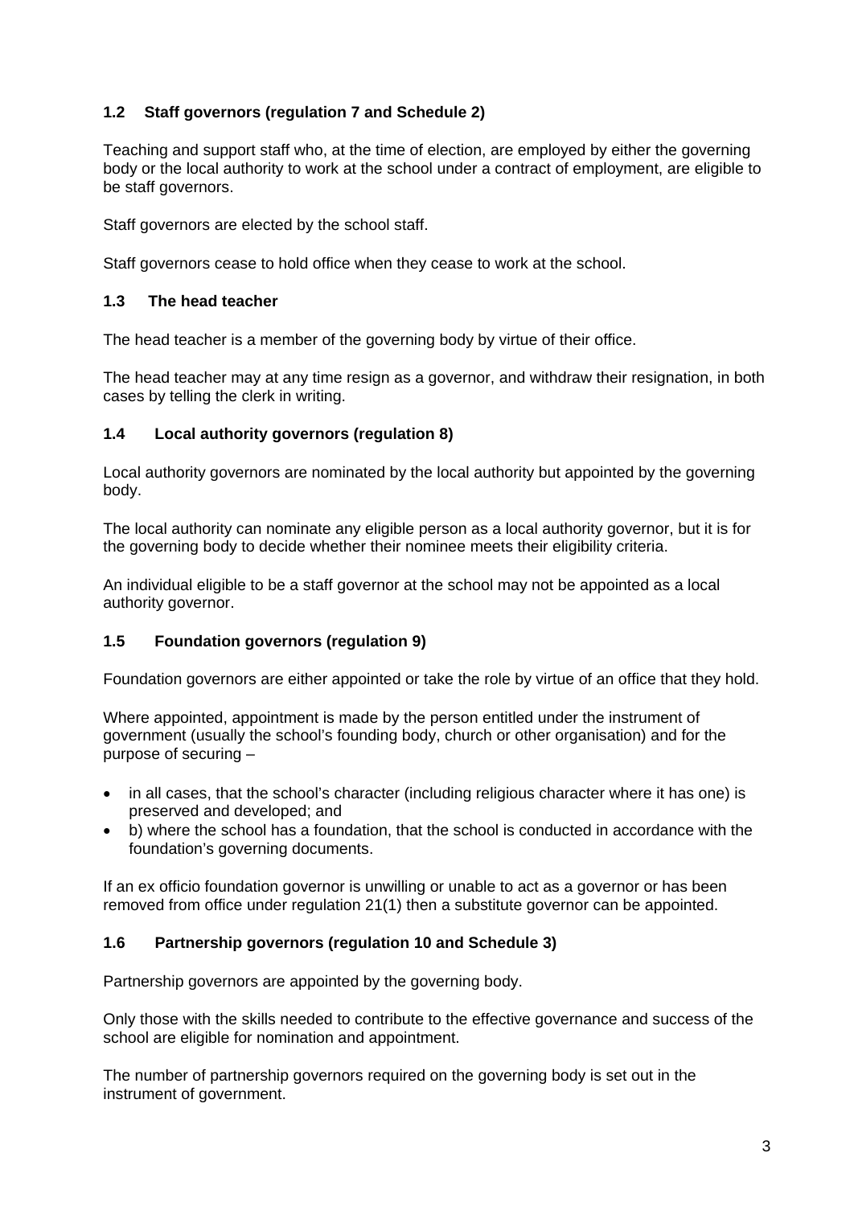### 1.2 Staff governors (regulation 7 and Schedule 2)

Teaching and support staff who, at the time of election, are employed by either the governing body or the local authority to work at the school under a contract of employment, are eligible to be staff governors.

Staff governors are elected by the school staff.

Staff governors cease to hold office when they cease to work at the school.

### 1.3 The head teacher

The head teacher is a member of the governing body by virtue of their office.

The head teacher may at any time resign as a governor, and withdraw their resignation, in both cases by telling the clerk in writing.

### 1.4 Local authority governors (regulation 8)

Local authority governors are nominated by the local authority but appointed by the governing body.

The local authority can nominate any eligible person as a local authority governor, but it is for the governing body to decide whether their nominee meets their eligibility criteria.

An individual eligible to be a staff governor at the school may not be appointed as a local authority governor.

### 1.5 Foundation governors (regulation 9)

Foundation governors are either appointed or take the role by virtue of an office that they hold.

Where appointed, appointment is made by the person entitled under the instrument of government (usually the school's founding body, church or other organisation) and for the purpose of securing –

- in all cases, that the school's character (including religious character where it has one) is preserved and developed; and
- b) where the school has a foundation, that the school is conducted in accordance with the foundation's governing documents.

If an ex officio foundation governor is unwilling or unable to act as a governor or has been removed from office under regulation 21(1) then a substitute governor can be appointed.

### 1.6 Partnership governors (regulation 10 and Schedule 3)

Partnership governors are appointed by the governing body.

Only those with the skills needed to contribute to the effective governance and success of the school are eligible for nomination and appointment.

The number of partnership governors required on the governing body is set out in the instrument of government.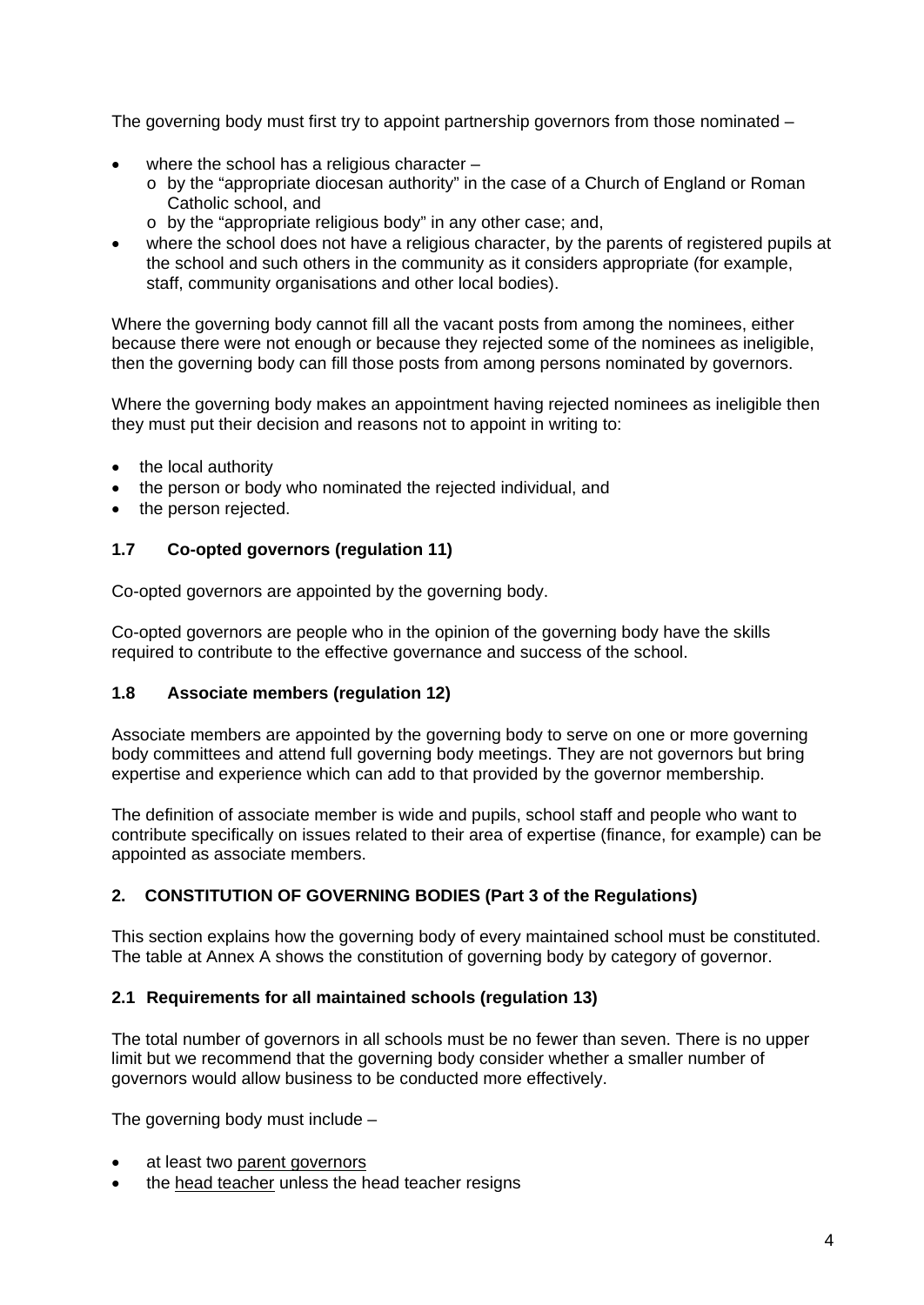The governing body must first try to appoint partnership governors from those nominated –

- where the school has a religious character –
  - by the "appropriate diocesan authority" in the case of a Church of England or Roman Catholic school, and
  - by the "appropriate religious body" in any other case; and,
- where the school does not have a religious character, by the parents of registered pupils at the school and such others in the community as it considers appropriate (for example, staff, community organisations and other local bodies).

Where the governing body cannot fill all the vacant posts from among the nominees, either because there were not enough or because they rejected some of the nominees as ineligible, then the governing body can fill those posts from among persons nominated by governors.

Where the governing body makes an appointment having rejected nominees as ineligible then they must put their decision and reasons not to appoint in writing to:

- the local authority
- the person or body who nominated the rejected individual, and
- the person rejected.

### 1.7 Co-opted governors (regulation 11)

Co-opted governors are appointed by the governing body.

Co-opted governors are people who in the opinion of the governing body have the skills required to contribute to the effective governance and success of the school.

### 1.8 Associate members (regulation 12)

Associate members are appointed by the governing body to serve on one or more governing body committees and attend full governing body meetings. They are not governors but bring expertise and experience which can add to that provided by the governor membership.

The definition of associate member is wide and pupils, school staff and people who want to contribute specifically on issues related to their area of expertise (finance, for example) can be appointed as associate members.

## 2. CONSTITUTION OF GOVERNING BODIES (Part 3 of the Regulations)

This section explains how the governing body of every maintained school must be constituted. The table at Annex A shows the constitution of governing body by category of governor.

### 2.1 Requirements for all maintained schools (regulation 13)

The total number of governors in all schools must be no fewer than seven. There is no upper limit but we recommend that the governing body consider whether a smaller number of governors would allow business to be conducted more effectively.

The governing body must include –

- at least two parent governors
- the head teacher unless the head teacher resigns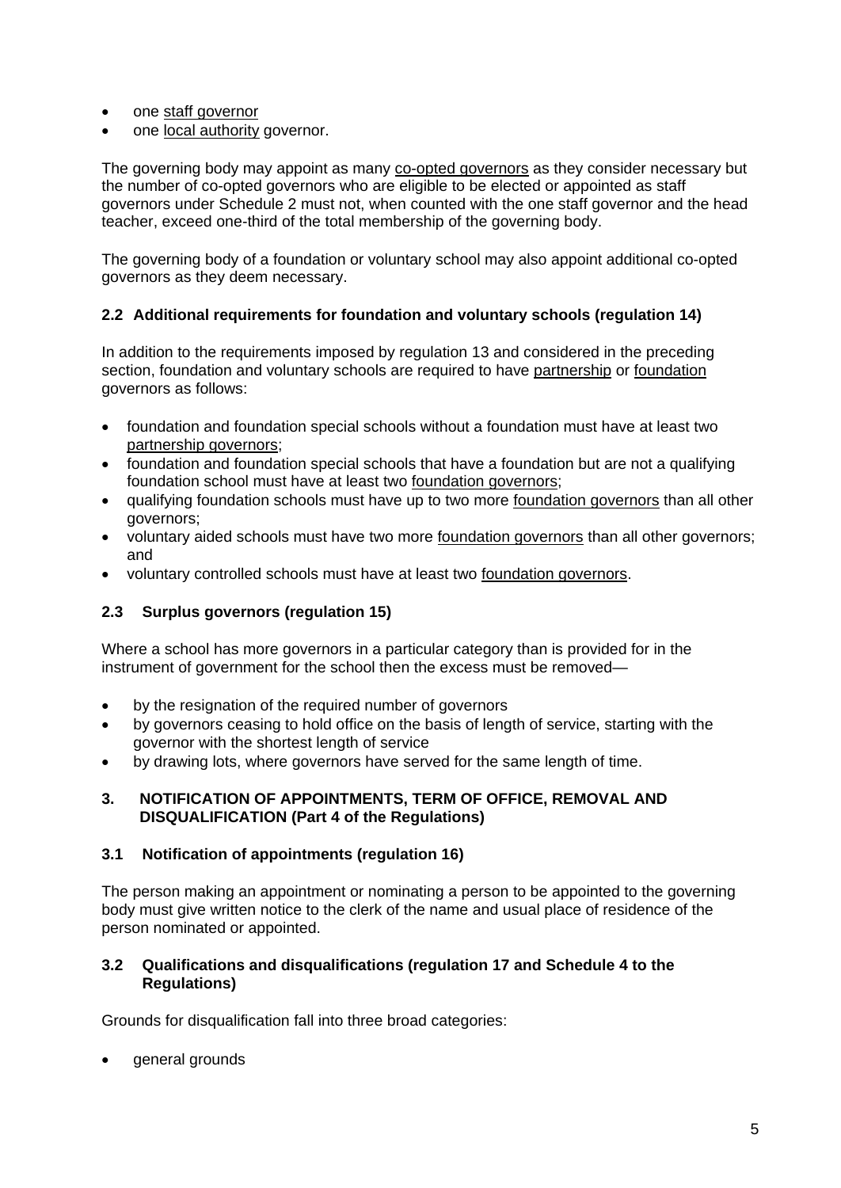- one staff governor
- one local authority governor.

The governing body may appoint as many co-opted governors as they consider necessary but the number of co-opted governors who are eligible to be elected or appointed as staff governors under Schedule 2 must not, when counted with the one staff governor and the head teacher, exceed one-third of the total membership of the governing body.

The governing body of a foundation or voluntary school may also appoint additional co-opted governors as they deem necessary.

### 2.2 Additional requirements for foundation and voluntary schools (regulation 14)

In addition to the requirements imposed by regulation 13 and considered in the preceding section, foundation and voluntary schools are required to have partnership or foundation governors as follows:

- foundation and foundation special schools without a foundation must have at least two partnership governors;
- foundation and foundation special schools that have a foundation but are not a qualifying foundation school must have at least two foundation governors;
- qualifying foundation schools must have up to two more foundation governors than all other governors;
- voluntary aided schools must have two more foundation governors than all other governors; and
- voluntary controlled schools must have at least two foundation governors.

### 2.3 Surplus governors (regulation 15)

Where a school has more governors in a particular category than is provided for in the instrument of government for the school then the excess must be removed—

- by the resignation of the required number of governors
- by governors ceasing to hold office on the basis of length of service, starting with the governor with the shortest length of service
- by drawing lots, where governors have served for the same length of time.

## 3. NOTIFICATION OF APPOINTMENTS, TERM OF OFFICE, REMOVAL AND DISQUALIFICATION (Part 4 of the Regulations)

### 3.1 Notification of appointments (regulation 16)

The person making an appointment or nominating a person to be appointed to the governing body must give written notice to the clerk of the name and usual place of residence of the person nominated or appointed.

### 3.2 Qualifications and disqualifications (regulation 17 and Schedule 4 to the Regulations)

Grounds for disqualification fall into three broad categories:

- general grounds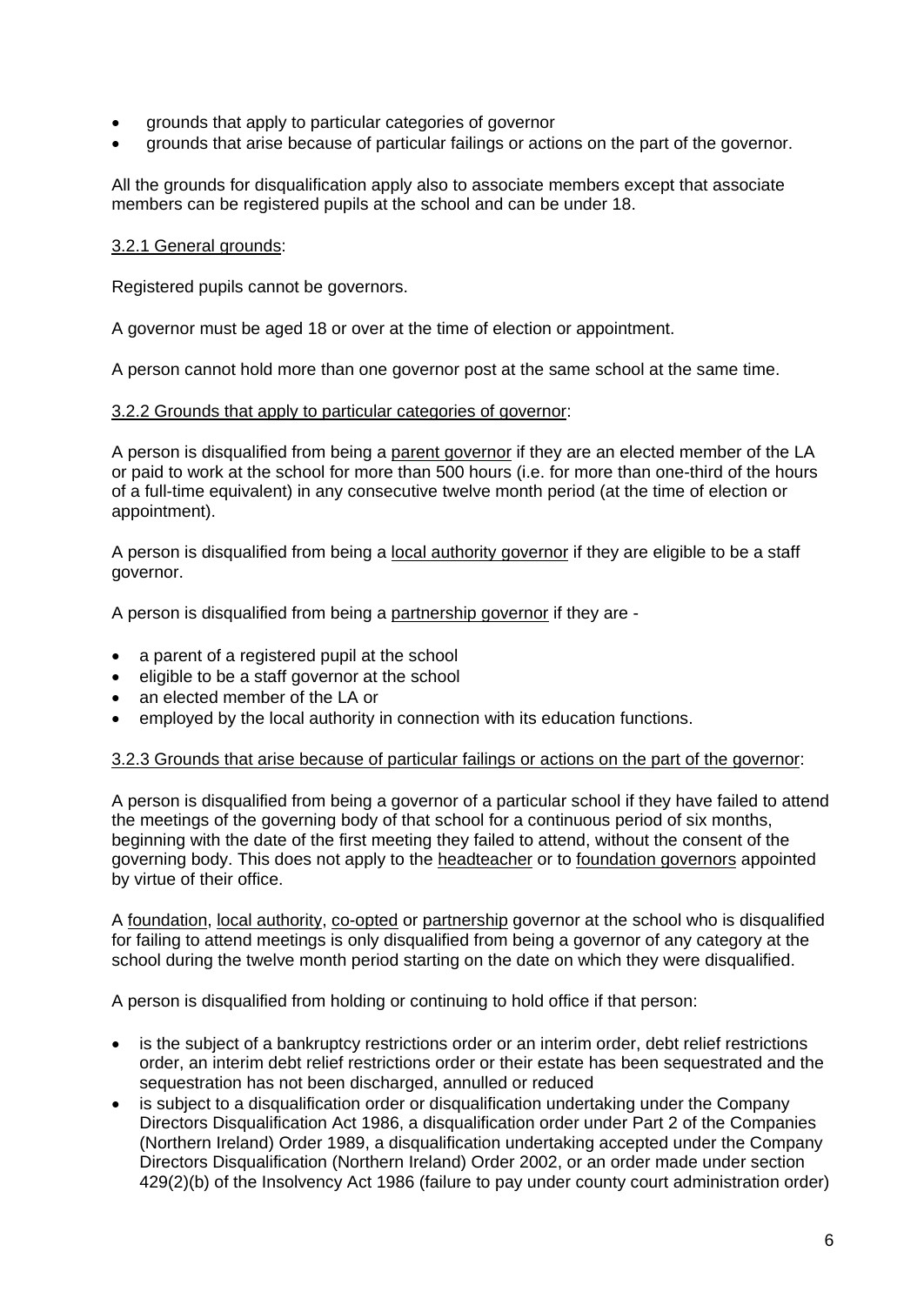- grounds that apply to particular categories of governor
- grounds that arise because of particular failings or actions on the part of the governor.

All the grounds for disqualification apply also to associate members except that associate members can be registered pupils at the school and can be under 18.

### 3.2.1 General grounds:

Registered pupils cannot be governors.

A governor must be aged 18 or over at the time of election or appointment.

A person cannot hold more than one governor post at the same school at the same time.

### 3.2.2 Grounds that apply to particular categories of governor:

A person is disqualified from being a parent governor if they are an elected member of the LA or paid to work at the school for more than 500 hours (i.e. for more than one-third of the hours of a full-time equivalent) in any consecutive twelve month period (at the time of election or appointment).

A person is disqualified from being a local authority governor if they are eligible to be a staff governor.

A person is disqualified from being a partnership governor if they are -

- a parent of a registered pupil at the school
- eligible to be a staff governor at the school
- an elected member of the LA or
- employed by the local authority in connection with its education functions.

### 3.2.3 Grounds that arise because of particular failings or actions on the part of the governor:

A person is disqualified from being a governor of a particular school if they have failed to attend the meetings of the governing body of that school for a continuous period of six months, beginning with the date of the first meeting they failed to attend, without the consent of the governing body. This does not apply to the headteacher or to foundation governors appointed by virtue of their office.

A foundation, local authority, co-opted or partnership governor at the school who is disqualified for failing to attend meetings is only disqualified from being a governor of any category at the school during the twelve month period starting on the date on which they were disqualified.

A person is disqualified from holding or continuing to hold office if that person:

- is the subject of a bankruptcy restrictions order or an interim order, debt relief restrictions order, an interim debt relief restrictions order or their estate has been sequestrated and the sequestration has not been discharged, annulled or reduced
- is subject to a disqualification order or disqualification undertaking under the Company Directors Disqualification Act 1986, a disqualification order under Part 2 of the Companies (Northern Ireland) Order 1989, a disqualification undertaking accepted under the Company Directors Disqualification (Northern Ireland) Order 2002, or an order made under section 429(2)(b) of the Insolvency Act 1986 (failure to pay under county court administration order)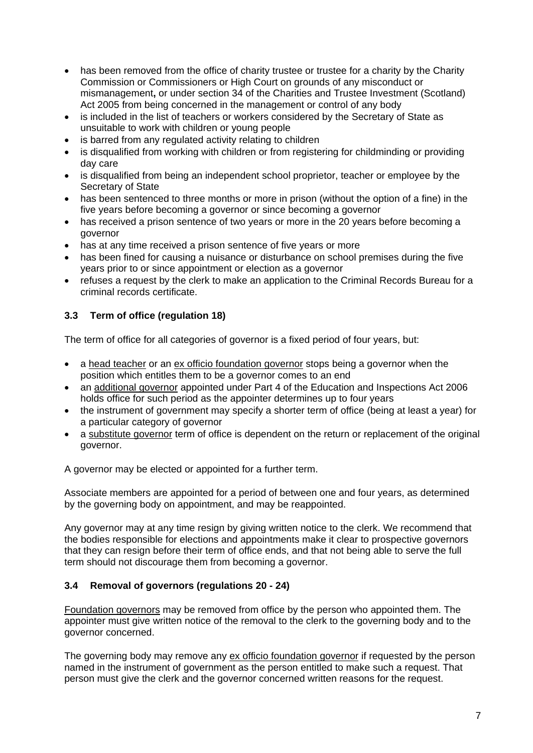- has been removed from the office of charity trustee or trustee for a charity by the Charity Commission or Commissioners or High Court on grounds of any misconduct or mismanagement**,** or under section 34 of the Charities and Trustee Investment (Scotland) Act 2005 from being concerned in the management or control of any body
- is included in the list of teachers or workers considered by the Secretary of State as unsuitable to work with children or young people
- is barred from any regulated activity relating to children
- is disqualified from working with children or from registering for childminding or providing day care
- is disqualified from being an independent school proprietor, teacher or employee by the Secretary of State
- has been sentenced to three months or more in prison (without the option of a fine) in the five years before becoming a governor or since becoming a governor
- has received a prison sentence of two years or more in the 20 years before becoming a governor
- has at any time received a prison sentence of five years or more
- has been fined for causing a nuisance or disturbance on school premises during the five years prior to or since appointment or election as a governor
- refuses a request by the clerk to make an application to the Criminal Records Bureau for a criminal records certificate.

### 3.3 Term of office (regulation 18)

The term of office for all categories of governor is a fixed period of four years, but:

- a head teacher or an ex officio foundation governor stops being a governor when the position which entitles them to be a governor comes to an end
- an additional governor appointed under Part 4 of the Education and Inspections Act 2006 holds office for such period as the appointer determines up to four years
- the instrument of government may specify a shorter term of office (being at least a year) for a particular category of governor
- a substitute governor term of office is dependent on the return or replacement of the original governor.

A governor may be elected or appointed for a further term.

Associate members are appointed for a period of between one and four years, as determined by the governing body on appointment, and may be reappointed.

Any governor may at any time resign by giving written notice to the clerk. We recommend that the bodies responsible for elections and appointments make it clear to prospective governors that they can resign before their term of office ends, and that not being able to serve the full term should not discourage them from becoming a governor.

### 3.4 Removal of governors (regulations 20 - 24)

Foundation governors may be removed from office by the person who appointed them. The appointer must give written notice of the removal to the clerk to the governing body and to the governor concerned.

The governing body may remove any ex officio foundation governor if requested by the person named in the instrument of government as the person entitled to make such a request. That person must give the clerk and the governor concerned written reasons for the request.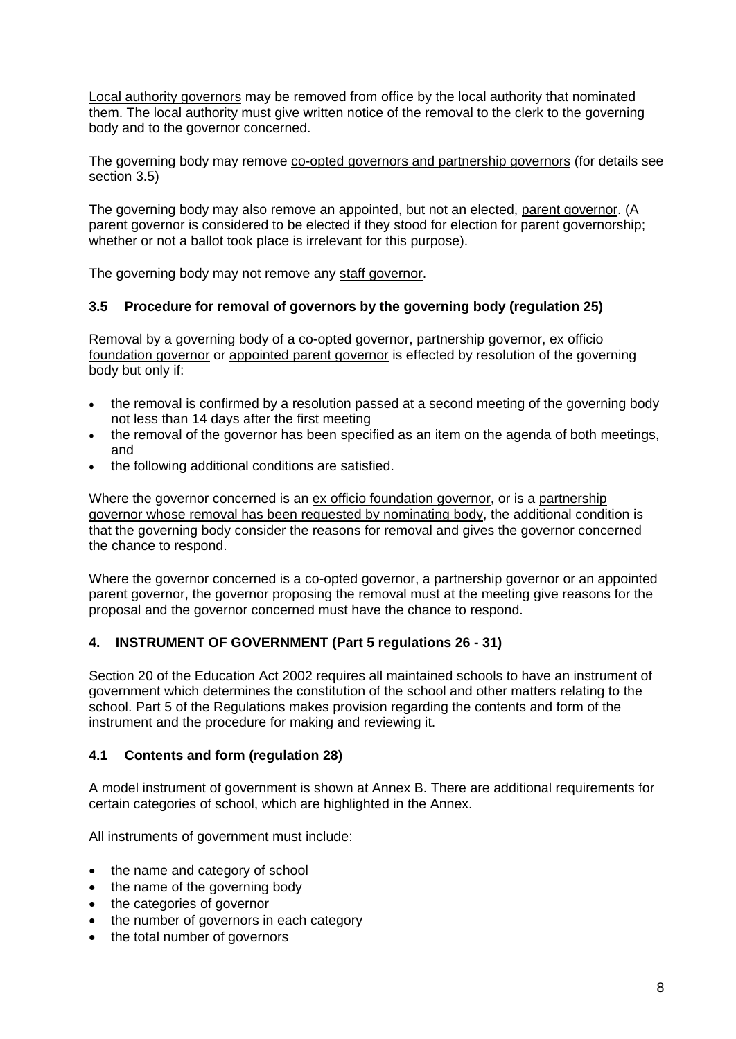Local authority governors may be removed from office by the local authority that nominated them. The local authority must give written notice of the removal to the clerk to the governing body and to the governor concerned.

The governing body may remove co-opted governors and partnership governors (for details see section 3.5)

The governing body may also remove an appointed, but not an elected, parent governor. (A parent governor is considered to be elected if they stood for election for parent governorship; whether or not a ballot took place is irrelevant for this purpose).

The governing body may not remove any staff governor.

### 3.5 Procedure for removal of governors by the governing body (regulation 25)

Removal by a governing body of a co-opted governor, partnership governor, ex officio foundation governor or appointed parent governor is effected by resolution of the governing body but only if:

- the removal is confirmed by a resolution passed at a second meeting of the governing body not less than 14 days after the first meeting
- the removal of the governor has been specified as an item on the agenda of both meetings, and
- the following additional conditions are satisfied.

Where the governor concerned is an ex officio foundation governor, or is a partnership governor whose removal has been requested by nominating body, the additional condition is that the governing body consider the reasons for removal and gives the governor concerned the chance to respond.

Where the governor concerned is a co-opted governor, a partnership governor or an appointed parent governor, the governor proposing the removal must at the meeting give reasons for the proposal and the governor concerned must have the chance to respond.

## 4. INSTRUMENT OF GOVERNMENT (Part 5 regulations 26 - 31)

Section 20 of the Education Act 2002 requires all maintained schools to have an instrument of government which determines the constitution of the school and other matters relating to the school. Part 5 of the Regulations makes provision regarding the contents and form of the instrument and the procedure for making and reviewing it.

### 4.1 Contents and form (regulation 28)

A model instrument of government is shown at Annex B. There are additional requirements for certain categories of school, which are highlighted in the Annex.

All instruments of government must include:

- the name and category of school
- the name of the governing body
- the categories of governor
- the number of governors in each category
- the total number of governors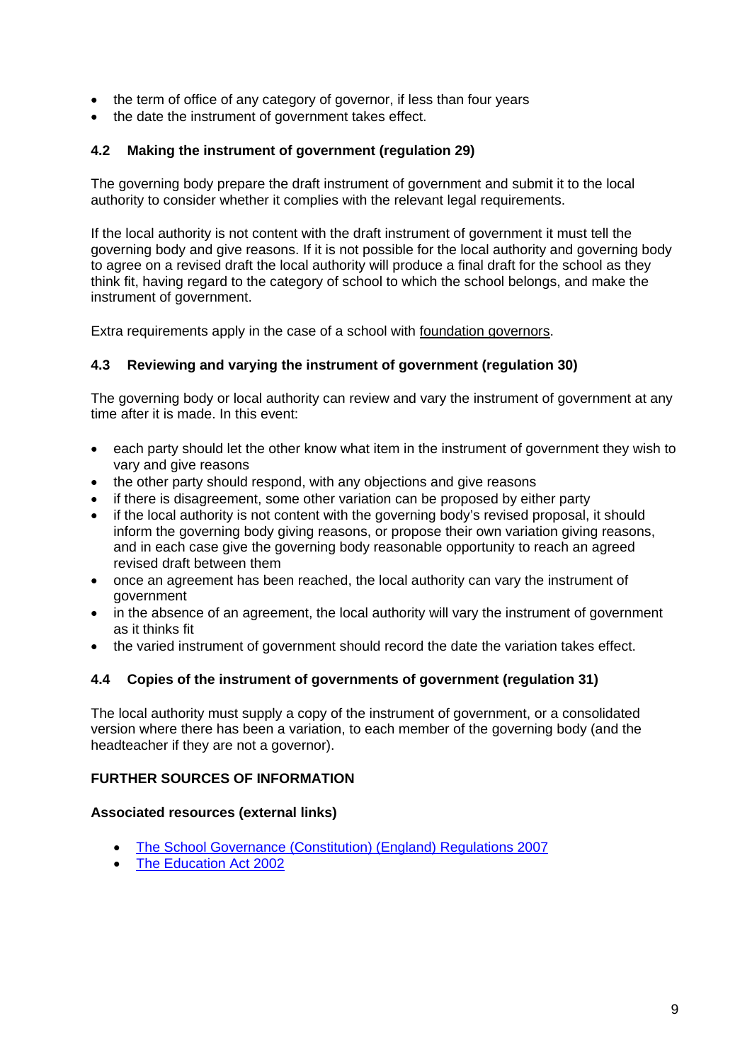- the term of office of any category of governor, if less than four years
- the date the instrument of government takes effect.

### 4.2 Making the instrument of government (regulation 29)

The governing body prepare the draft instrument of government and submit it to the local authority to consider whether it complies with the relevant legal requirements.

If the local authority is not content with the draft instrument of government it must tell the governing body and give reasons. If it is not possible for the local authority and governing body to agree on a revised draft the local authority will produce a final draft for the school as they think fit, having regard to the category of school to which the school belongs, and make the instrument of government.

Extra requirements apply in the case of a school with foundation governors.

### 4.3 Reviewing and varying the instrument of government (regulation 30)

The governing body or local authority can review and vary the instrument of government at any time after it is made. In this event:

- each party should let the other know what item in the instrument of government they wish to vary and give reasons
- the other party should respond, with any objections and give reasons
- if there is disagreement, some other variation can be proposed by either party
- if the local authority is not content with the governing body's revised proposal, it should inform the governing body giving reasons, or propose their own variation giving reasons, and in each case give the governing body reasonable opportunity to reach an agreed revised draft between them
- once an agreement has been reached, the local authority can vary the instrument of government
- in the absence of an agreement, the local authority will vary the instrument of government as it thinks fit
- the varied instrument of government should record the date the variation takes effect.

### 4.4 Copies of the instrument of governments of government (regulation 31)

The local authority must supply a copy of the instrument of government, or a consolidated version where there has been a variation, to each member of the governing body (and the headteacher if they are not a governor).

## FURTHER SOURCES OF INFORMATION

### Associated resources (external links)

- The School Governance (Constitution) (England) Regulations 2007
- The Education Act 2002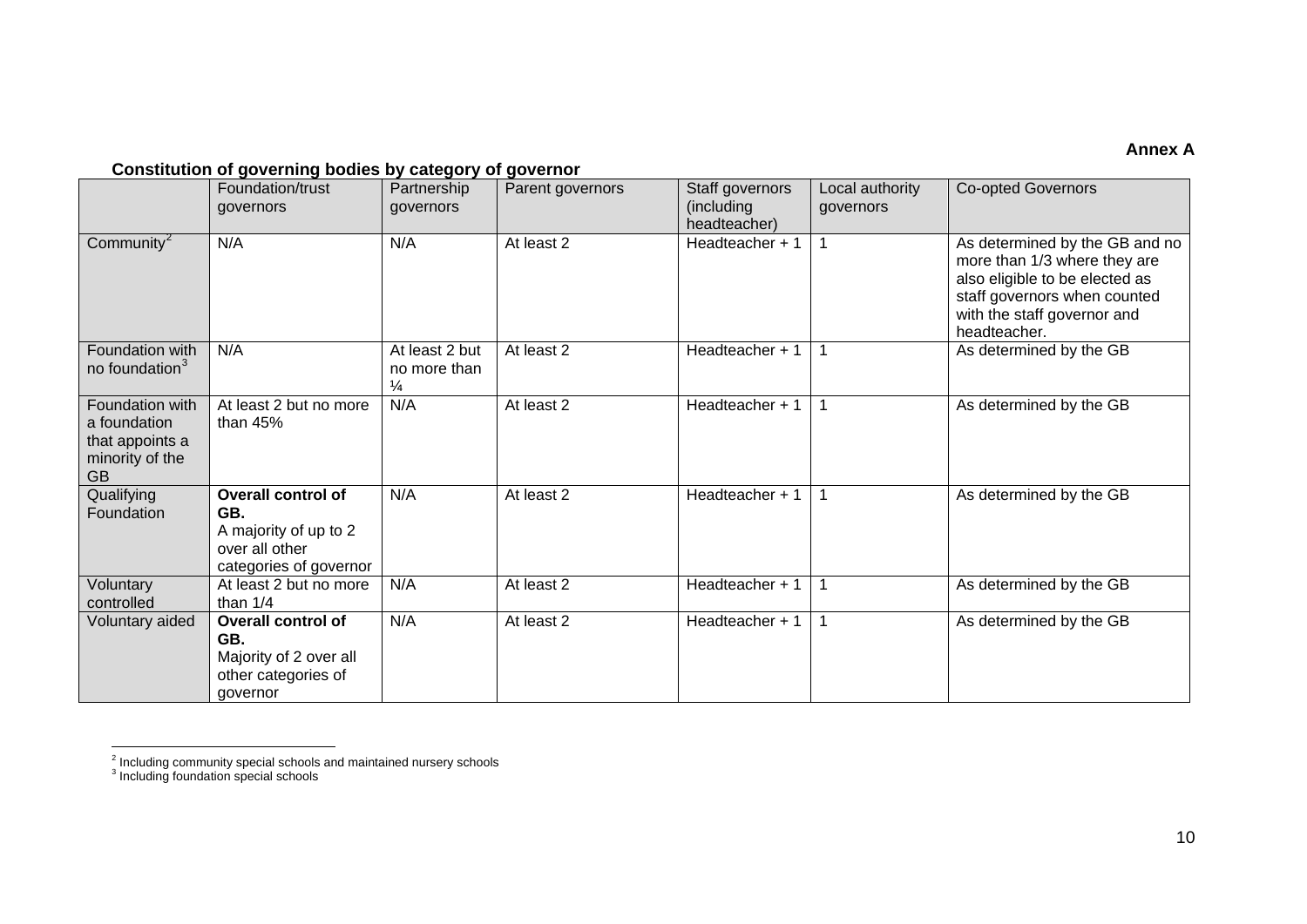**Annex A**

**Constitution of governing bodies by category of governor**

| | Foundation/trust governors | Partnership governors | Parent governors | Staff governors (including headteacher) | Local authority governors | Co-opted Governors |
|---|---|---|---|---|---|---|
| Community[2] | N/A | N/A | At least 2 | Headteacher + 1 | 1 | As determined by the GB and no more than 1/3 where they are also eligible to be elected as staff governors when counted with the staff governor and headteacher. |
| Foundation with no foundation[3] | N/A | At least 2 but no more than ¼ | At least 2 | Headteacher + 1 | 1 | As determined by the GB |
| Foundation with a foundation that appoints a minority of the GB | At least 2 but no more than 45% | N/A | At least 2 | Headteacher + 1 | 1 | As determined by the GB |
| Qualifying Foundation | **Overall control of GB.** A majority of up to 2 over all other categories of governor | N/A | At least 2 | Headteacher + 1 | 1 | As determined by the GB |
| Voluntary controlled | At least 2 but no more than 1/4 | N/A | At least 2 | Headteacher + 1 | 1 | As determined by the GB |
| Voluntary aided | **Overall control of GB.** Majority of 2 over all other categories of governor | N/A | At least 2 | Headteacher + 1 | 1 | As determined by the GB |

[2] Including community special schools and maintained nursery schools

[3] Including foundation special schools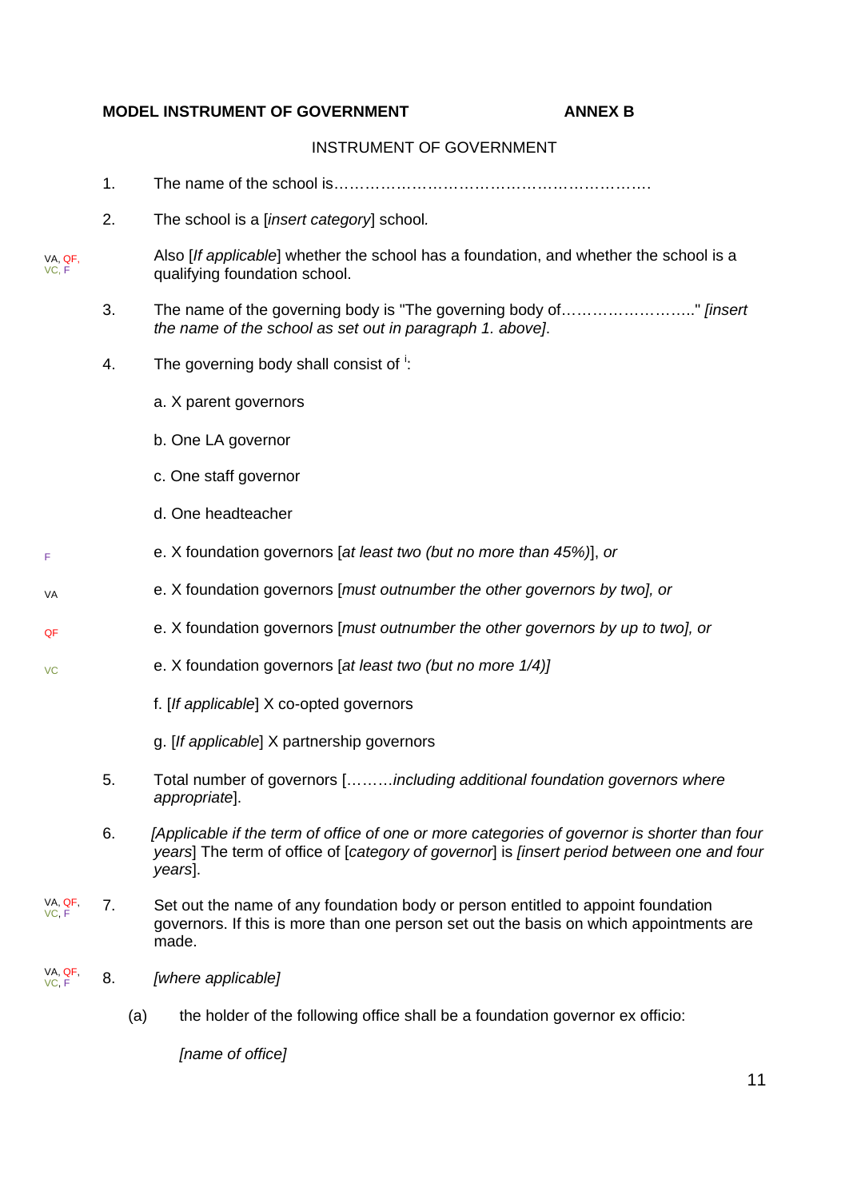**MODEL INSTRUMENT OF GOVERNMENT** **ANNEX B**

INSTRUMENT OF GOVERNMENT

1. The name of the school is……………………………………………………….

2. The school is a [*insert category*] school*.*

VA, QF, VC, F — Also [*If applicable*] whether the school has a foundation, and whether the school is a qualifying foundation school.

3. The name of the governing body is "The governing body of……………………..'' *[insert the name of the school as set out in paragraph 1. above]*.

4. The governing body shall consist of [i]:

   a. X parent governors

   b. One LA governor

   c. One staff governor

   d. One headteacher

   F — e. X foundation governors [*at least two (but no more than 45%)*], *or*

   VA — e. X foundation governors [*must outnumber the other governors by two], or*

   QF — e. X foundation governors [*must outnumber the other governors by up to two], or*

   VC — e. X foundation governors [*at least two (but no more 1/4)]*

   f. [*If applicable*] X co-opted governors

   g. [*If applicable*] X partnership governors

5. Total number of governors [………*including additional foundation governors where appropriate*].

6. *[Applicable if the term of office of one or more categories of governor is shorter than four years*] The term of office of [*category of governor*] is *[insert period between one and four years*].

VA, QF, VC, F — 7. Set out the name of any foundation body or person entitled to appoint foundation governors. If this is more than one person set out the basis on which appointments are made.

VA, QF, VC, F — 8. *[where applicable]*

   (a) the holder of the following office shall be a foundation governor ex officio:

   *[name of office]*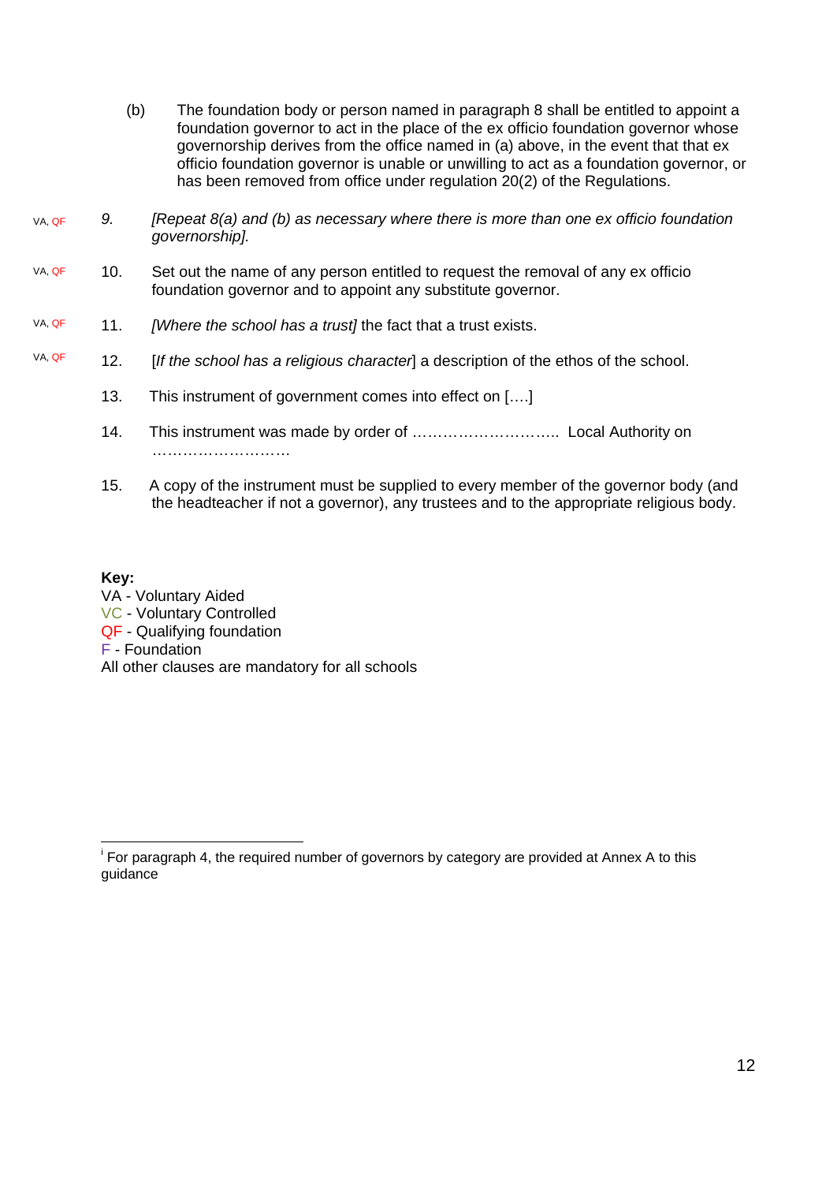(b) The foundation body or person named in paragraph 8 shall be entitled to appoint a foundation governor to act in the place of the ex officio foundation governor whose governorship derives from the office named in (a) above, in the event that that ex officio foundation governor is unable or unwilling to act as a foundation governor, or has been removed from office under regulation 20(2) of the Regulations.

VA, QF 9. *[Repeat 8(a) and (b) as necessary where there is more than one ex officio foundation governorship].*

VA, QF 10. Set out the name of any person entitled to request the removal of any ex officio foundation governor and to appoint any substitute governor.

VA, QF 11. *[Where the school has a trust]* the fact that a trust exists.

VA, QF 12. [*If the school has a religious character*] a description of the ethos of the school.

13. This instrument of government comes into effect on [….]

14. This instrument was made by order of ……………………….. Local Authority on ………………………

15. A copy of the instrument must be supplied to every member of the governor body (and the headteacher if not a governor), any trustees and to the appropriate religious body.

**Key:**
VA - Voluntary Aided
VC - Voluntary Controlled
QF - Qualifying foundation
F - Foundation
All other clauses are mandatory for all schools

[i] For paragraph 4, the required number of governors by category are provided at Annex A to this guidance